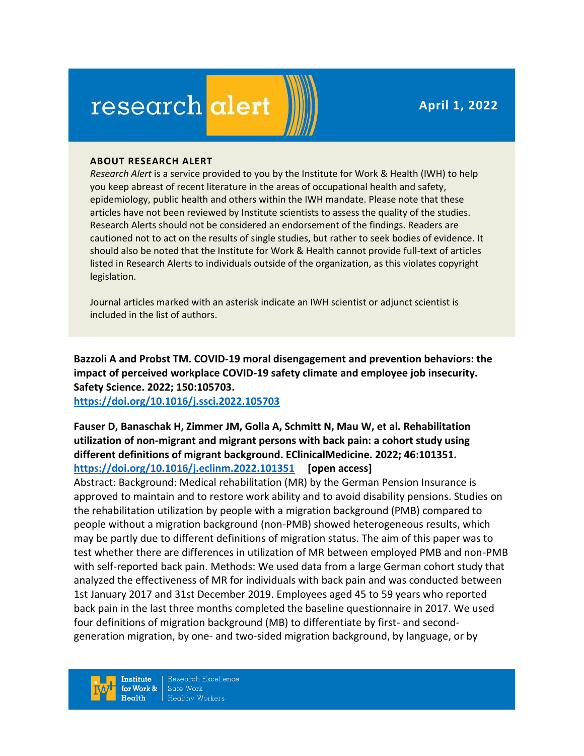# research alert

**April 1, 2022**

**ABOUT RESEARCH ALERT**

*Research Alert* is a service provided to you by the Institute for Work & Health (IWH) to help you keep abreast of recent literature in the areas of occupational health and safety, epidemiology, public health and others within the IWH mandate. Please note that these articles have not been reviewed by Institute scientists to assess the quality of the studies. Research Alerts should not be considered an endorsement of the findings. Readers are cautioned not to act on the results of single studies, but rather to seek bodies of evidence. It should also be noted that the Institute for Work & Health cannot provide full-text of articles listed in Research Alerts to individuals outside of the organization, as this violates copyright legislation.

Journal articles marked with an asterisk indicate an IWH scientist or adjunct scientist is included in the list of authors.

**Bazzoli A and Probst TM. COVID-19 moral disengagement and prevention behaviors: the impact of perceived workplace COVID-19 safety climate and employee job insecurity. Safety Science. 2022; 150:105703.**
https://doi.org/10.1016/j.ssci.2022.105703

**Fauser D, Banaschak H, Zimmer JM, Golla A, Schmitt N, Mau W, et al. Rehabilitation utilization of non-migrant and migrant persons with back pain: a cohort study using different definitions of migrant background. EClinicalMedicine. 2022; 46:101351.**
https://doi.org/10.1016/j.eclinm.2022.101351 **[open access]**

Abstract: Background: Medical rehabilitation (MR) by the German Pension Insurance is approved to maintain and to restore work ability and to avoid disability pensions. Studies on the rehabilitation utilization by people with a migration background (PMB) compared to people without a migration background (non-PMB) showed heterogeneous results, which may be partly due to different definitions of migration status. The aim of this paper was to test whether there are differences in utilization of MR between employed PMB and non-PMB with self-reported back pain. Methods: We used data from a large German cohort study that analyzed the effectiveness of MR for individuals with back pain and was conducted between 1st January 2017 and 31st December 2019. Employees aged 45 to 59 years who reported back pain in the last three months completed the baseline questionnaire in 2017. We used four definitions of migration background (MB) to differentiate by first- and second-generation migration, by one- and two-sided migration background, by language, or by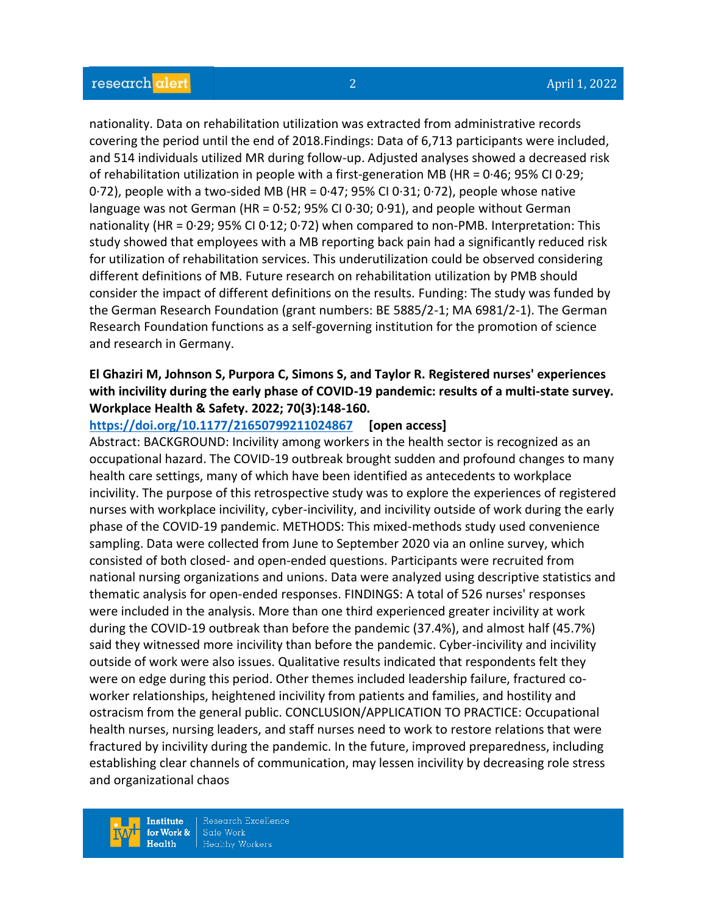nationality. Data on rehabilitation utilization was extracted from administrative records covering the period until the end of 2018.Findings: Data of 6,713 participants were included, and 514 individuals utilized MR during follow-up. Adjusted analyses showed a decreased risk of rehabilitation utilization in people with a first-generation MB (HR = 0·46; 95% CI 0·29; 0·72), people with a two-sided MB (HR = 0·47; 95% CI 0·31; 0·72), people whose native language was not German (HR = 0·52; 95% CI 0·30; 0·91), and people without German nationality (HR = 0·29; 95% CI 0·12; 0·72) when compared to non-PMB. Interpretation: This study showed that employees with a MB reporting back pain had a significantly reduced risk for utilization of rehabilitation services. This underutilization could be observed considering different definitions of MB. Future research on rehabilitation utilization by PMB should consider the impact of different definitions on the results. Funding: The study was funded by the German Research Foundation (grant numbers: BE 5885/2-1; MA 6981/2-1). The German Research Foundation functions as a self-governing institution for the promotion of science and research in Germany.

**El Ghaziri M, Johnson S, Purpora C, Simons S, and Taylor R. Registered nurses' experiences with incivility during the early phase of COVID-19 pandemic: results of a multi-state survey. Workplace Health & Safety. 2022; 70(3):148-160.**

**https://doi.org/10.1177/21650799211024867** **[open access]**

Abstract: BACKGROUND: Incivility among workers in the health sector is recognized as an occupational hazard. The COVID-19 outbreak brought sudden and profound changes to many health care settings, many of which have been identified as antecedents to workplace incivility. The purpose of this retrospective study was to explore the experiences of registered nurses with workplace incivility, cyber-incivility, and incivility outside of work during the early phase of the COVID-19 pandemic. METHODS: This mixed-methods study used convenience sampling. Data were collected from June to September 2020 via an online survey, which consisted of both closed- and open-ended questions. Participants were recruited from national nursing organizations and unions. Data were analyzed using descriptive statistics and thematic analysis for open-ended responses. FINDINGS: A total of 526 nurses' responses were included in the analysis. More than one third experienced greater incivility at work during the COVID-19 outbreak than before the pandemic (37.4%), and almost half (45.7%) said they witnessed more incivility than before the pandemic. Cyber-incivility and incivility outside of work were also issues. Qualitative results indicated that respondents felt they were on edge during this period. Other themes included leadership failure, fractured co-worker relationships, heightened incivility from patients and families, and hostility and ostracism from the general public. CONCLUSION/APPLICATION TO PRACTICE: Occupational health nurses, nursing leaders, and staff nurses need to work to restore relations that were fractured by incivility during the pandemic. In the future, improved preparedness, including establishing clear channels of communication, may lessen incivility by decreasing role stress and organizational chaos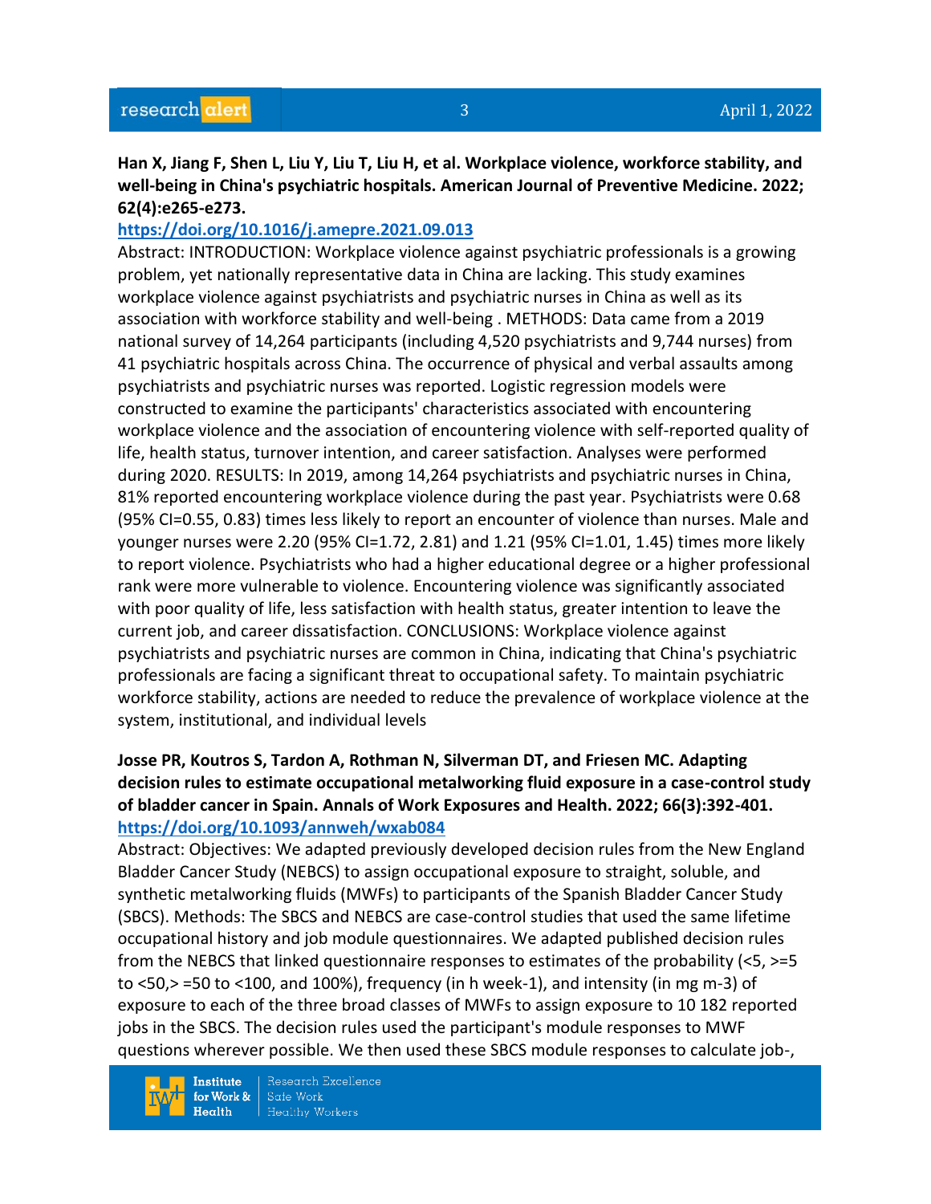**Han X, Jiang F, Shen L, Liu Y, Liu T, Liu H, et al. Workplace violence, workforce stability, and well-being in China's psychiatric hospitals. American Journal of Preventive Medicine. 2022; 62(4):e265-e273.**

https://doi.org/10.1016/j.amepre.2021.09.013

Abstract: INTRODUCTION: Workplace violence against psychiatric professionals is a growing problem, yet nationally representative data in China are lacking. This study examines workplace violence against psychiatrists and psychiatric nurses in China as well as its association with workforce stability and well-being . METHODS: Data came from a 2019 national survey of 14,264 participants (including 4,520 psychiatrists and 9,744 nurses) from 41 psychiatric hospitals across China. The occurrence of physical and verbal assaults among psychiatrists and psychiatric nurses was reported. Logistic regression models were constructed to examine the participants' characteristics associated with encountering workplace violence and the association of encountering violence with self-reported quality of life, health status, turnover intention, and career satisfaction. Analyses were performed during 2020. RESULTS: In 2019, among 14,264 psychiatrists and psychiatric nurses in China, 81% reported encountering workplace violence during the past year. Psychiatrists were 0.68 (95% CI=0.55, 0.83) times less likely to report an encounter of violence than nurses. Male and younger nurses were 2.20 (95% CI=1.72, 2.81) and 1.21 (95% CI=1.01, 1.45) times more likely to report violence. Psychiatrists who had a higher educational degree or a higher professional rank were more vulnerable to violence. Encountering violence was significantly associated with poor quality of life, less satisfaction with health status, greater intention to leave the current job, and career dissatisfaction. CONCLUSIONS: Workplace violence against psychiatrists and psychiatric nurses are common in China, indicating that China's psychiatric professionals are facing a significant threat to occupational safety. To maintain psychiatric workforce stability, actions are needed to reduce the prevalence of workplace violence at the system, institutional, and individual levels

**Josse PR, Koutros S, Tardon A, Rothman N, Silverman DT, and Friesen MC. Adapting decision rules to estimate occupational metalworking fluid exposure in a case-control study of bladder cancer in Spain. Annals of Work Exposures and Health. 2022; 66(3):392-401.**

https://doi.org/10.1093/annweh/wxab084

Abstract: Objectives: We adapted previously developed decision rules from the New England Bladder Cancer Study (NEBCS) to assign occupational exposure to straight, soluble, and synthetic metalworking fluids (MWFs) to participants of the Spanish Bladder Cancer Study (SBCS). Methods: The SBCS and NEBCS are case-control studies that used the same lifetime occupational history and job module questionnaires. We adapted published decision rules from the NEBCS that linked questionnaire responses to estimates of the probability (<5, >=5 to <50,> =50 to <100, and 100%), frequency (in h week-1), and intensity (in mg m-3) of exposure to each of the three broad classes of MWFs to assign exposure to 10 182 reported jobs in the SBCS. The decision rules used the participant's module responses to MWF questions wherever possible. We then used these SBCS module responses to calculate job-,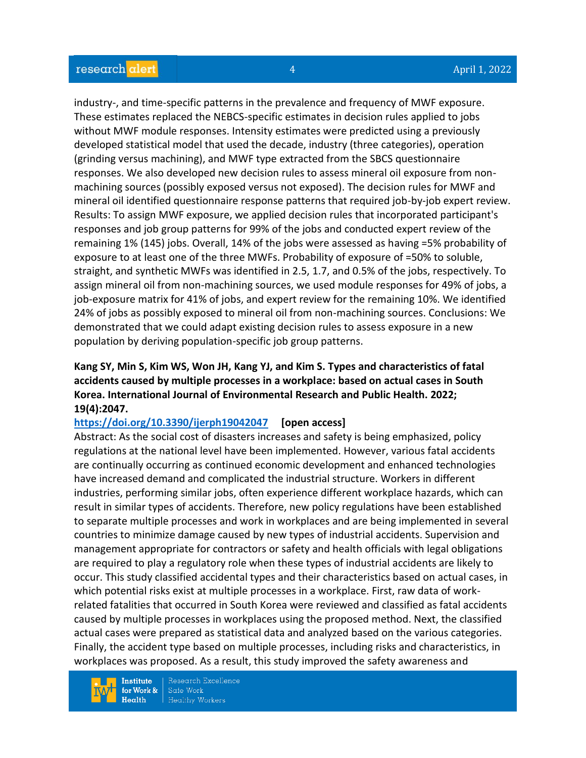industry-, and time-specific patterns in the prevalence and frequency of MWF exposure. These estimates replaced the NEBCS-specific estimates in decision rules applied to jobs without MWF module responses. Intensity estimates were predicted using a previously developed statistical model that used the decade, industry (three categories), operation (grinding versus machining), and MWF type extracted from the SBCS questionnaire responses. We also developed new decision rules to assess mineral oil exposure from non-machining sources (possibly exposed versus not exposed). The decision rules for MWF and mineral oil identified questionnaire response patterns that required job-by-job expert review. Results: To assign MWF exposure, we applied decision rules that incorporated participant's responses and job group patterns for 99% of the jobs and conducted expert review of the remaining 1% (145) jobs. Overall, 14% of the jobs were assessed as having =5% probability of exposure to at least one of the three MWFs. Probability of exposure of =50% to soluble, straight, and synthetic MWFs was identified in 2.5, 1.7, and 0.5% of the jobs, respectively. To assign mineral oil from non-machining sources, we used module responses for 49% of jobs, a job-exposure matrix for 41% of jobs, and expert review for the remaining 10%. We identified 24% of jobs as possibly exposed to mineral oil from non-machining sources. Conclusions: We demonstrated that we could adapt existing decision rules to assess exposure in a new population by deriving population-specific job group patterns.

**Kang SY, Min S, Kim WS, Won JH, Kang YJ, and Kim S. Types and characteristics of fatal accidents caused by multiple processes in a workplace: based on actual cases in South Korea. International Journal of Environmental Research and Public Health. 2022; 19(4):2047.**

**https://doi.org/10.3390/ijerph19042047** **[open access]**

Abstract: As the social cost of disasters increases and safety is being emphasized, policy regulations at the national level have been implemented. However, various fatal accidents are continually occurring as continued economic development and enhanced technologies have increased demand and complicated the industrial structure. Workers in different industries, performing similar jobs, often experience different workplace hazards, which can result in similar types of accidents. Therefore, new policy regulations have been established to separate multiple processes and work in workplaces and are being implemented in several countries to minimize damage caused by new types of industrial accidents. Supervision and management appropriate for contractors or safety and health officials with legal obligations are required to play a regulatory role when these types of industrial accidents are likely to occur. This study classified accidental types and their characteristics based on actual cases, in which potential risks exist at multiple processes in a workplace. First, raw data of work-related fatalities that occurred in South Korea were reviewed and classified as fatal accidents caused by multiple processes in workplaces using the proposed method. Next, the classified actual cases were prepared as statistical data and analyzed based on the various categories. Finally, the accident type based on multiple processes, including risks and characteristics, in workplaces was proposed. As a result, this study improved the safety awareness and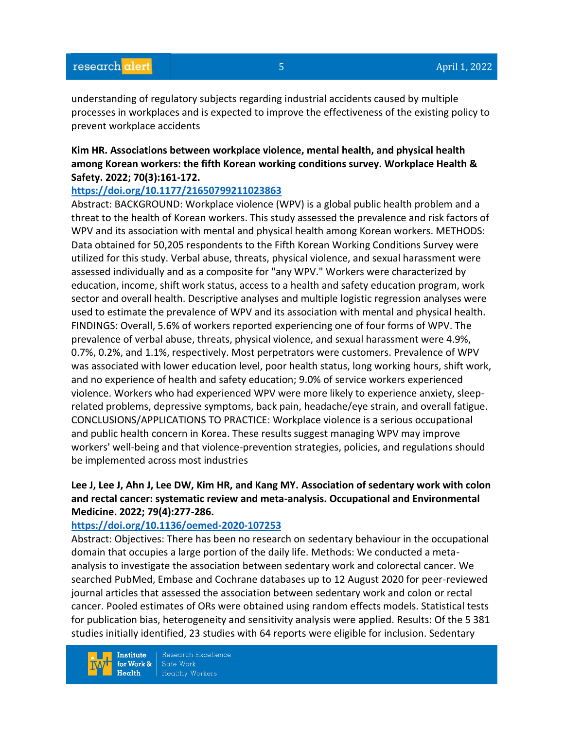understanding of regulatory subjects regarding industrial accidents caused by multiple processes in workplaces and is expected to improve the effectiveness of the existing policy to prevent workplace accidents

**Kim HR. Associations between workplace violence, mental health, and physical health among Korean workers: the fifth Korean working conditions survey. Workplace Health & Safety. 2022; 70(3):161-172.**

**https://doi.org/10.1177/21650799211023863**

Abstract: BACKGROUND: Workplace violence (WPV) is a global public health problem and a threat to the health of Korean workers. This study assessed the prevalence and risk factors of WPV and its association with mental and physical health among Korean workers. METHODS: Data obtained for 50,205 respondents to the Fifth Korean Working Conditions Survey were utilized for this study. Verbal abuse, threats, physical violence, and sexual harassment were assessed individually and as a composite for "any WPV." Workers were characterized by education, income, shift work status, access to a health and safety education program, work sector and overall health. Descriptive analyses and multiple logistic regression analyses were used to estimate the prevalence of WPV and its association with mental and physical health. FINDINGS: Overall, 5.6% of workers reported experiencing one of four forms of WPV. The prevalence of verbal abuse, threats, physical violence, and sexual harassment were 4.9%, 0.7%, 0.2%, and 1.1%, respectively. Most perpetrators were customers. Prevalence of WPV was associated with lower education level, poor health status, long working hours, shift work, and no experience of health and safety education; 9.0% of service workers experienced violence. Workers who had experienced WPV were more likely to experience anxiety, sleep-related problems, depressive symptoms, back pain, headache/eye strain, and overall fatigue. CONCLUSIONS/APPLICATIONS TO PRACTICE: Workplace violence is a serious occupational and public health concern in Korea. These results suggest managing WPV may improve workers' well-being and that violence-prevention strategies, policies, and regulations should be implemented across most industries

**Lee J, Lee J, Ahn J, Lee DW, Kim HR, and Kang MY. Association of sedentary work with colon and rectal cancer: systematic review and meta-analysis. Occupational and Environmental Medicine. 2022; 79(4):277-286.**

**https://doi.org/10.1136/oemed-2020-107253**

Abstract: Objectives: There has been no research on sedentary behaviour in the occupational domain that occupies a large portion of the daily life. Methods: We conducted a meta-analysis to investigate the association between sedentary work and colorectal cancer. We searched PubMed, Embase and Cochrane databases up to 12 August 2020 for peer-reviewed journal articles that assessed the association between sedentary work and colon or rectal cancer. Pooled estimates of ORs were obtained using random effects models. Statistical tests for publication bias, heterogeneity and sensitivity analysis were applied. Results: Of the 5 381 studies initially identified, 23 studies with 64 reports were eligible for inclusion. Sedentary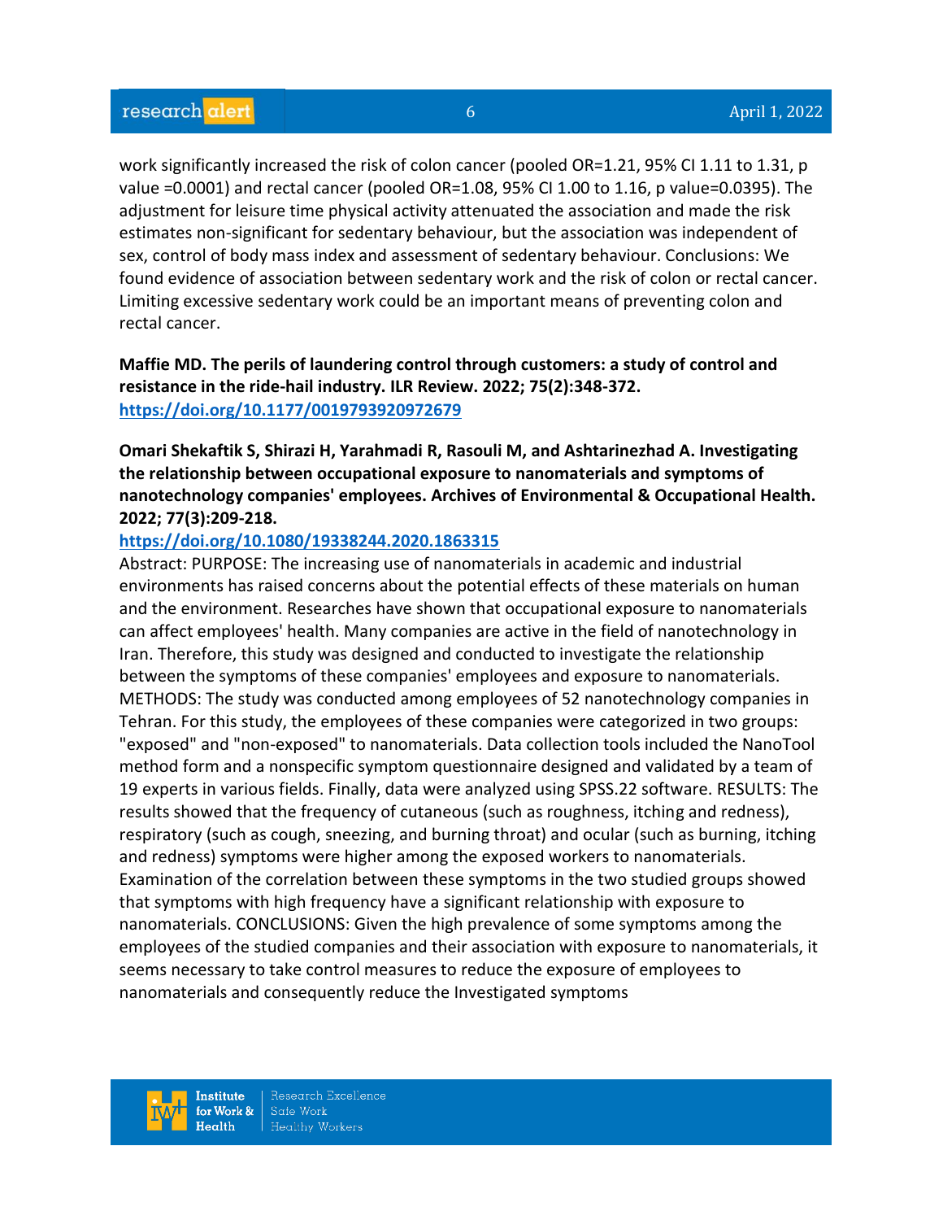work significantly increased the risk of colon cancer (pooled OR=1.21, 95% CI 1.11 to 1.31, p value =0.0001) and rectal cancer (pooled OR=1.08, 95% CI 1.00 to 1.16, p value=0.0395). The adjustment for leisure time physical activity attenuated the association and made the risk estimates non-significant for sedentary behaviour, but the association was independent of sex, control of body mass index and assessment of sedentary behaviour. Conclusions: We found evidence of association between sedentary work and the risk of colon or rectal cancer. Limiting excessive sedentary work could be an important means of preventing colon and rectal cancer.

**Maffie MD. The perils of laundering control through customers: a study of control and resistance in the ride-hail industry. ILR Review. 2022; 75(2):348-372.**
**https://doi.org/10.1177/0019793920972679**

**Omari Shekaftik S, Shirazi H, Yarahmadi R, Rasouli M, and Ashtarinezhad A. Investigating the relationship between occupational exposure to nanomaterials and symptoms of nanotechnology companies' employees. Archives of Environmental & Occupational Health. 2022; 77(3):209-218.**
**https://doi.org/10.1080/19338244.2020.1863315**
Abstract: PURPOSE: The increasing use of nanomaterials in academic and industrial environments has raised concerns about the potential effects of these materials on human and the environment. Researches have shown that occupational exposure to nanomaterials can affect employees' health. Many companies are active in the field of nanotechnology in Iran. Therefore, this study was designed and conducted to investigate the relationship between the symptoms of these companies' employees and exposure to nanomaterials. METHODS: The study was conducted among employees of 52 nanotechnology companies in Tehran. For this study, the employees of these companies were categorized in two groups: "exposed" and "non-exposed" to nanomaterials. Data collection tools included the NanoTool method form and a nonspecific symptom questionnaire designed and validated by a team of 19 experts in various fields. Finally, data were analyzed using SPSS.22 software. RESULTS: The results showed that the frequency of cutaneous (such as roughness, itching and redness), respiratory (such as cough, sneezing, and burning throat) and ocular (such as burning, itching and redness) symptoms were higher among the exposed workers to nanomaterials. Examination of the correlation between these symptoms in the two studied groups showed that symptoms with high frequency have a significant relationship with exposure to nanomaterials. CONCLUSIONS: Given the high prevalence of some symptoms among the employees of the studied companies and their association with exposure to nanomaterials, it seems necessary to take control measures to reduce the exposure of employees to nanomaterials and consequently reduce the Investigated symptoms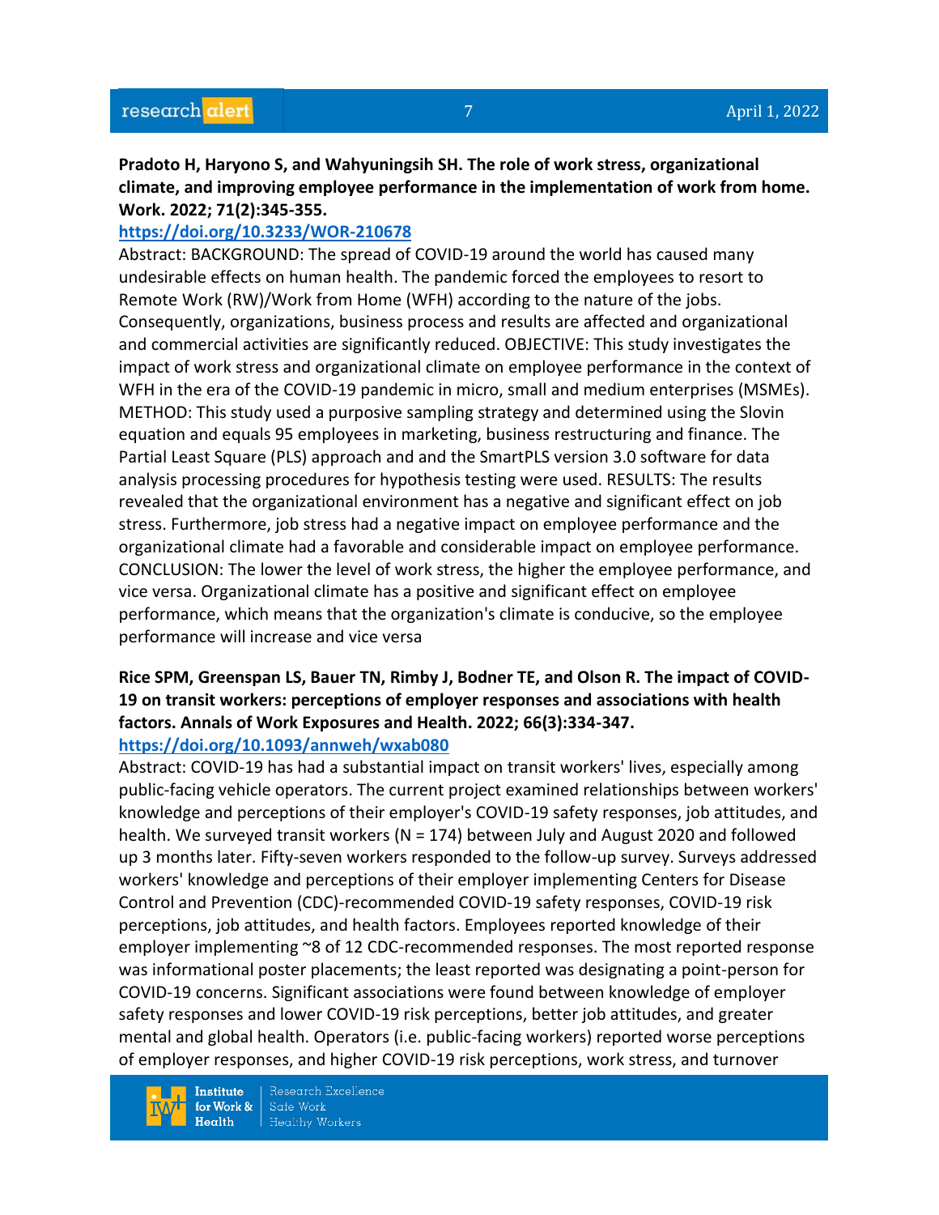**Pradoto H, Haryono S, and Wahyuningsih SH. The role of work stress, organizational climate, and improving employee performance in the implementation of work from home. Work. 2022; 71(2):345-355.**

https://doi.org/10.3233/WOR-210678

Abstract: BACKGROUND: The spread of COVID-19 around the world has caused many undesirable effects on human health. The pandemic forced the employees to resort to Remote Work (RW)/Work from Home (WFH) according to the nature of the jobs. Consequently, organizations, business process and results are affected and organizational and commercial activities are significantly reduced. OBJECTIVE: This study investigates the impact of work stress and organizational climate on employee performance in the context of WFH in the era of the COVID-19 pandemic in micro, small and medium enterprises (MSMEs). METHOD: This study used a purposive sampling strategy and determined using the Slovin equation and equals 95 employees in marketing, business restructuring and finance. The Partial Least Square (PLS) approach and and the SmartPLS version 3.0 software for data analysis processing procedures for hypothesis testing were used. RESULTS: The results revealed that the organizational environment has a negative and significant effect on job stress. Furthermore, job stress had a negative impact on employee performance and the organizational climate had a favorable and considerable impact on employee performance. CONCLUSION: The lower the level of work stress, the higher the employee performance, and vice versa. Organizational climate has a positive and significant effect on employee performance, which means that the organization's climate is conducive, so the employee performance will increase and vice versa

**Rice SPM, Greenspan LS, Bauer TN, Rimby J, Bodner TE, and Olson R. The impact of COVID-19 on transit workers: perceptions of employer responses and associations with health factors. Annals of Work Exposures and Health. 2022; 66(3):334-347.**

https://doi.org/10.1093/annweh/wxab080

Abstract: COVID-19 has had a substantial impact on transit workers' lives, especially among public-facing vehicle operators. The current project examined relationships between workers' knowledge and perceptions of their employer's COVID-19 safety responses, job attitudes, and health. We surveyed transit workers (N = 174) between July and August 2020 and followed up 3 months later. Fifty-seven workers responded to the follow-up survey. Surveys addressed workers' knowledge and perceptions of their employer implementing Centers for Disease Control and Prevention (CDC)-recommended COVID-19 safety responses, COVID-19 risk perceptions, job attitudes, and health factors. Employees reported knowledge of their employer implementing ~8 of 12 CDC-recommended responses. The most reported response was informational poster placements; the least reported was designating a point-person for COVID-19 concerns. Significant associations were found between knowledge of employer safety responses and lower COVID-19 risk perceptions, better job attitudes, and greater mental and global health. Operators (i.e. public-facing workers) reported worse perceptions of employer responses, and higher COVID-19 risk perceptions, work stress, and turnover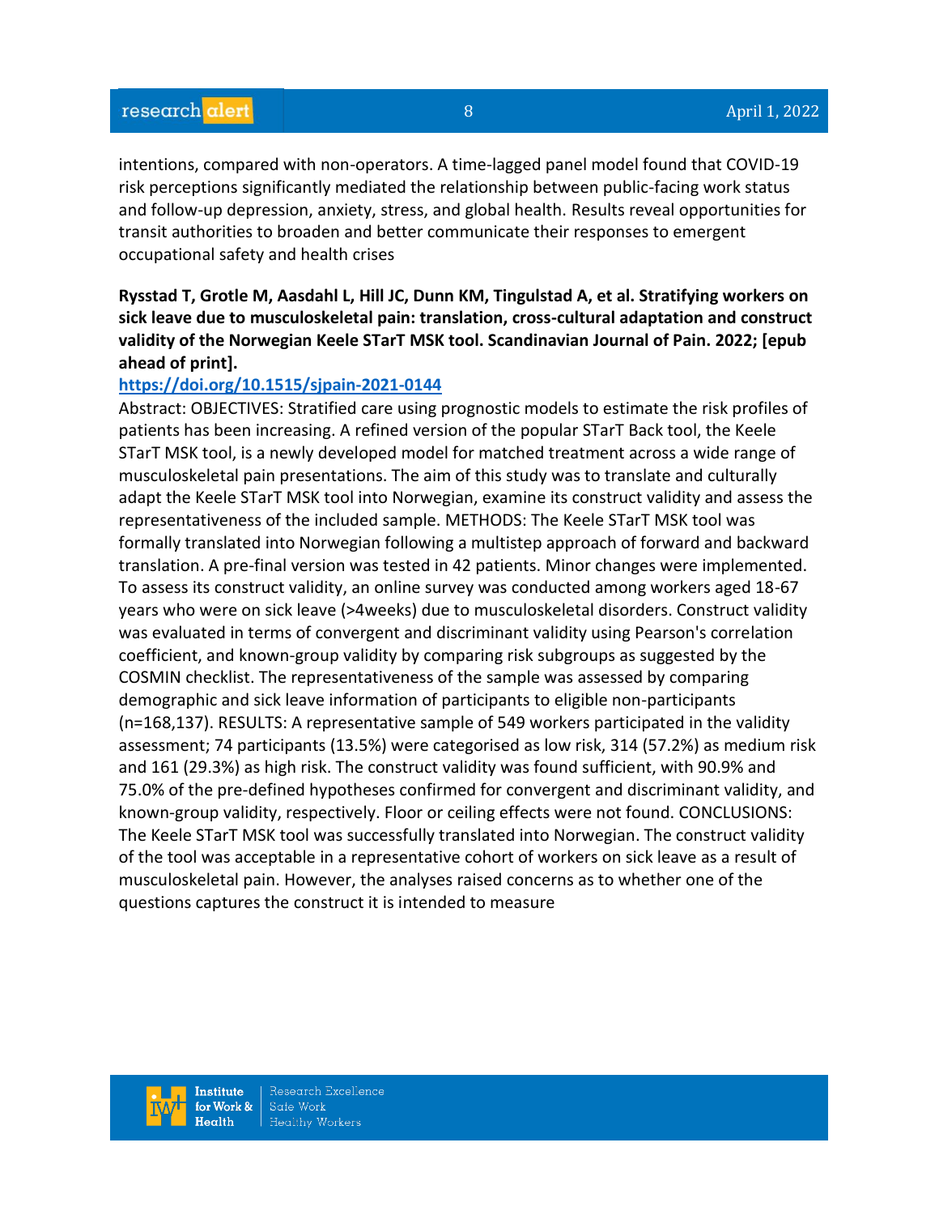intentions, compared with non-operators. A time-lagged panel model found that COVID-19 risk perceptions significantly mediated the relationship between public-facing work status and follow-up depression, anxiety, stress, and global health. Results reveal opportunities for transit authorities to broaden and better communicate their responses to emergent occupational safety and health crises

**Rysstad T, Grotle M, Aasdahl L, Hill JC, Dunn KM, Tingulstad A, et al. Stratifying workers on sick leave due to musculoskeletal pain: translation, cross-cultural adaptation and construct validity of the Norwegian Keele STarT MSK tool. Scandinavian Journal of Pain. 2022; [epub ahead of print].**

https://doi.org/10.1515/sjpain-2021-0144

Abstract: OBJECTIVES: Stratified care using prognostic models to estimate the risk profiles of patients has been increasing. A refined version of the popular STarT Back tool, the Keele STarT MSK tool, is a newly developed model for matched treatment across a wide range of musculoskeletal pain presentations. The aim of this study was to translate and culturally adapt the Keele STarT MSK tool into Norwegian, examine its construct validity and assess the representativeness of the included sample. METHODS: The Keele STarT MSK tool was formally translated into Norwegian following a multistep approach of forward and backward translation. A pre-final version was tested in 42 patients. Minor changes were implemented. To assess its construct validity, an online survey was conducted among workers aged 18-67 years who were on sick leave (>4weeks) due to musculoskeletal disorders. Construct validity was evaluated in terms of convergent and discriminant validity using Pearson's correlation coefficient, and known-group validity by comparing risk subgroups as suggested by the COSMIN checklist. The representativeness of the sample was assessed by comparing demographic and sick leave information of participants to eligible non-participants (n=168,137). RESULTS: A representative sample of 549 workers participated in the validity assessment; 74 participants (13.5%) were categorised as low risk, 314 (57.2%) as medium risk and 161 (29.3%) as high risk. The construct validity was found sufficient, with 90.9% and 75.0% of the pre-defined hypotheses confirmed for convergent and discriminant validity, and known-group validity, respectively. Floor or ceiling effects were not found. CONCLUSIONS: The Keele STarT MSK tool was successfully translated into Norwegian. The construct validity of the tool was acceptable in a representative cohort of workers on sick leave as a result of musculoskeletal pain. However, the analyses raised concerns as to whether one of the questions captures the construct it is intended to measure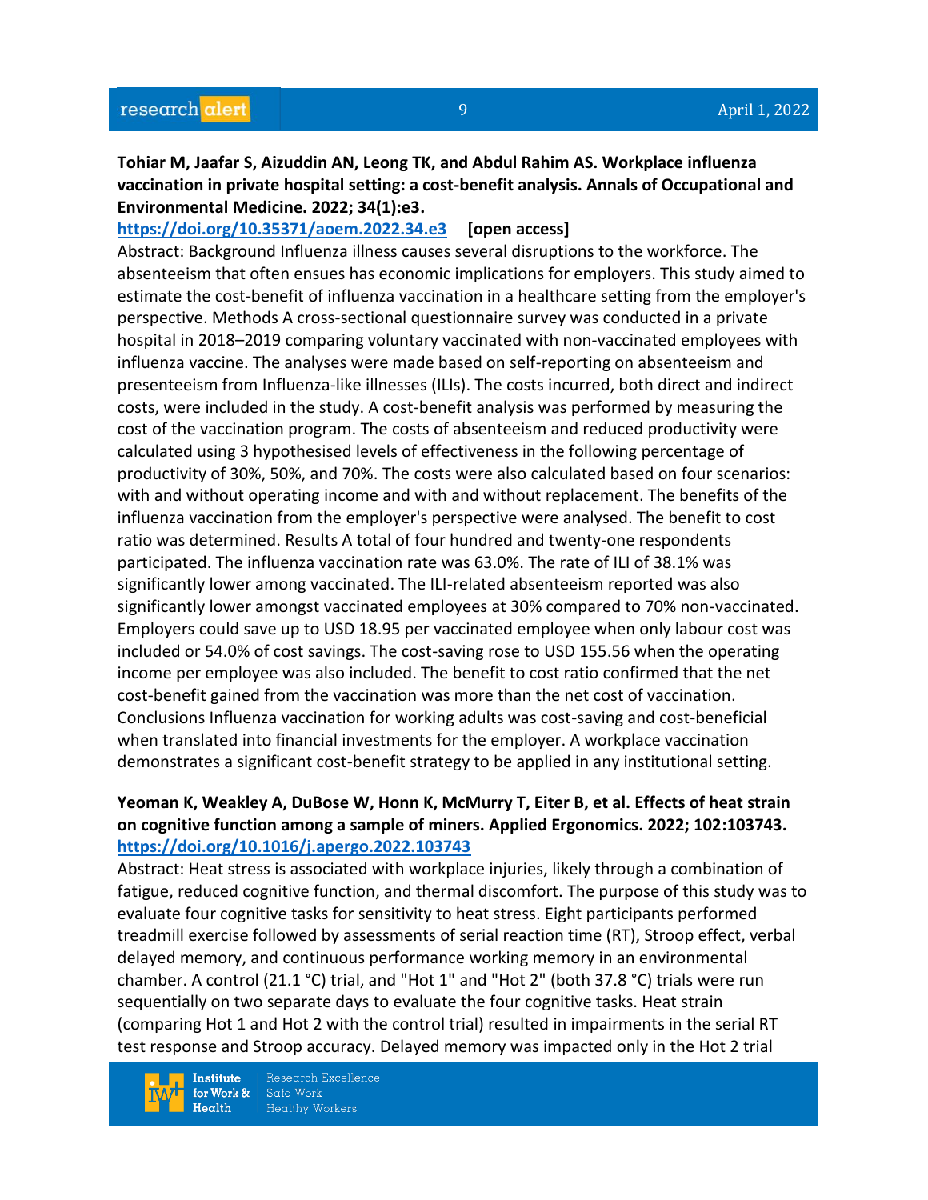**Tohiar M, Jaafar S, Aizuddin AN, Leong TK, and Abdul Rahim AS. Workplace influenza vaccination in private hospital setting: a cost-benefit analysis. Annals of Occupational and Environmental Medicine. 2022; 34(1):e3.**
https://doi.org/10.35371/aoem.2022.34.e3 **[open access]**
Abstract: Background Influenza illness causes several disruptions to the workforce. The absenteeism that often ensues has economic implications for employers. This study aimed to estimate the cost-benefit of influenza vaccination in a healthcare setting from the employer's perspective. Methods A cross-sectional questionnaire survey was conducted in a private hospital in 2018–2019 comparing voluntary vaccinated with non-vaccinated employees with influenza vaccine. The analyses were made based on self-reporting on absenteeism and presenteeism from Influenza-like illnesses (ILIs). The costs incurred, both direct and indirect costs, were included in the study. A cost-benefit analysis was performed by measuring the cost of the vaccination program. The costs of absenteeism and reduced productivity were calculated using 3 hypothesised levels of effectiveness in the following percentage of productivity of 30%, 50%, and 70%. The costs were also calculated based on four scenarios: with and without operating income and with and without replacement. The benefits of the influenza vaccination from the employer's perspective were analysed. The benefit to cost ratio was determined. Results A total of four hundred and twenty-one respondents participated. The influenza vaccination rate was 63.0%. The rate of ILI of 38.1% was significantly lower among vaccinated. The ILI-related absenteeism reported was also significantly lower amongst vaccinated employees at 30% compared to 70% non-vaccinated. Employers could save up to USD 18.95 per vaccinated employee when only labour cost was included or 54.0% of cost savings. The cost-saving rose to USD 155.56 when the operating income per employee was also included. The benefit to cost ratio confirmed that the net cost-benefit gained from the vaccination was more than the net cost of vaccination. Conclusions Influenza vaccination for working adults was cost-saving and cost-beneficial when translated into financial investments for the employer. A workplace vaccination demonstrates a significant cost-benefit strategy to be applied in any institutional setting.

**Yeoman K, Weakley A, DuBose W, Honn K, McMurry T, Eiter B, et al. Effects of heat strain on cognitive function among a sample of miners. Applied Ergonomics. 2022; 102:103743.**
https://doi.org/10.1016/j.apergo.2022.103743
Abstract: Heat stress is associated with workplace injuries, likely through a combination of fatigue, reduced cognitive function, and thermal discomfort. The purpose of this study was to evaluate four cognitive tasks for sensitivity to heat stress. Eight participants performed treadmill exercise followed by assessments of serial reaction time (RT), Stroop effect, verbal delayed memory, and continuous performance working memory in an environmental chamber. A control (21.1 °C) trial, and "Hot 1" and "Hot 2" (both 37.8 °C) trials were run sequentially on two separate days to evaluate the four cognitive tasks. Heat strain (comparing Hot 1 and Hot 2 with the control trial) resulted in impairments in the serial RT test response and Stroop accuracy. Delayed memory was impacted only in the Hot 2 trial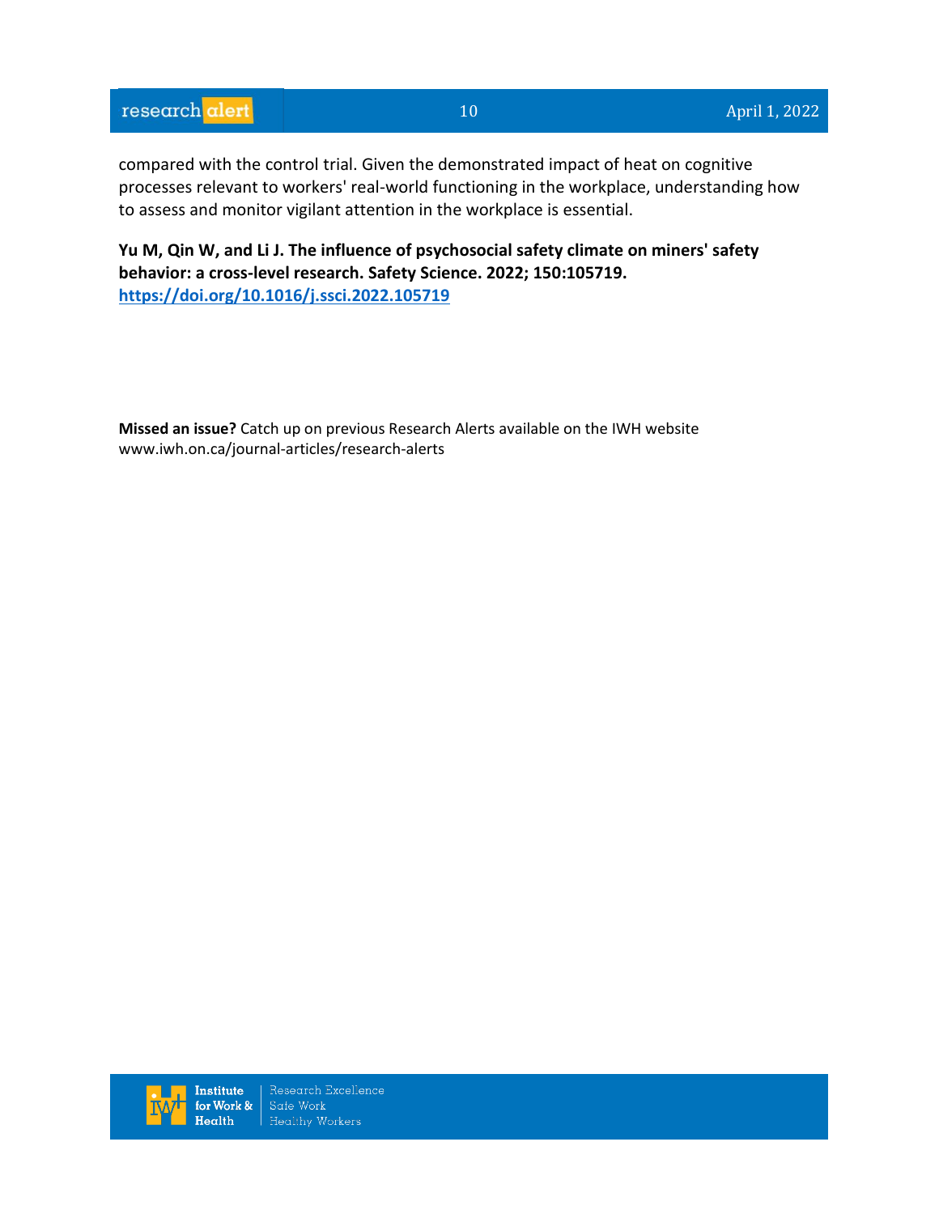compared with the control trial. Given the demonstrated impact of heat on cognitive processes relevant to workers' real-world functioning in the workplace, understanding how to assess and monitor vigilant attention in the workplace is essential.

**Yu M, Qin W, and Li J. The influence of psychosocial safety climate on miners' safety behavior: a cross-level research. Safety Science. 2022; 150:105719.**
**https://doi.org/10.1016/j.ssci.2022.105719**

**Missed an issue?** Catch up on previous Research Alerts available on the IWH website www.iwh.on.ca/journal-articles/research-alerts